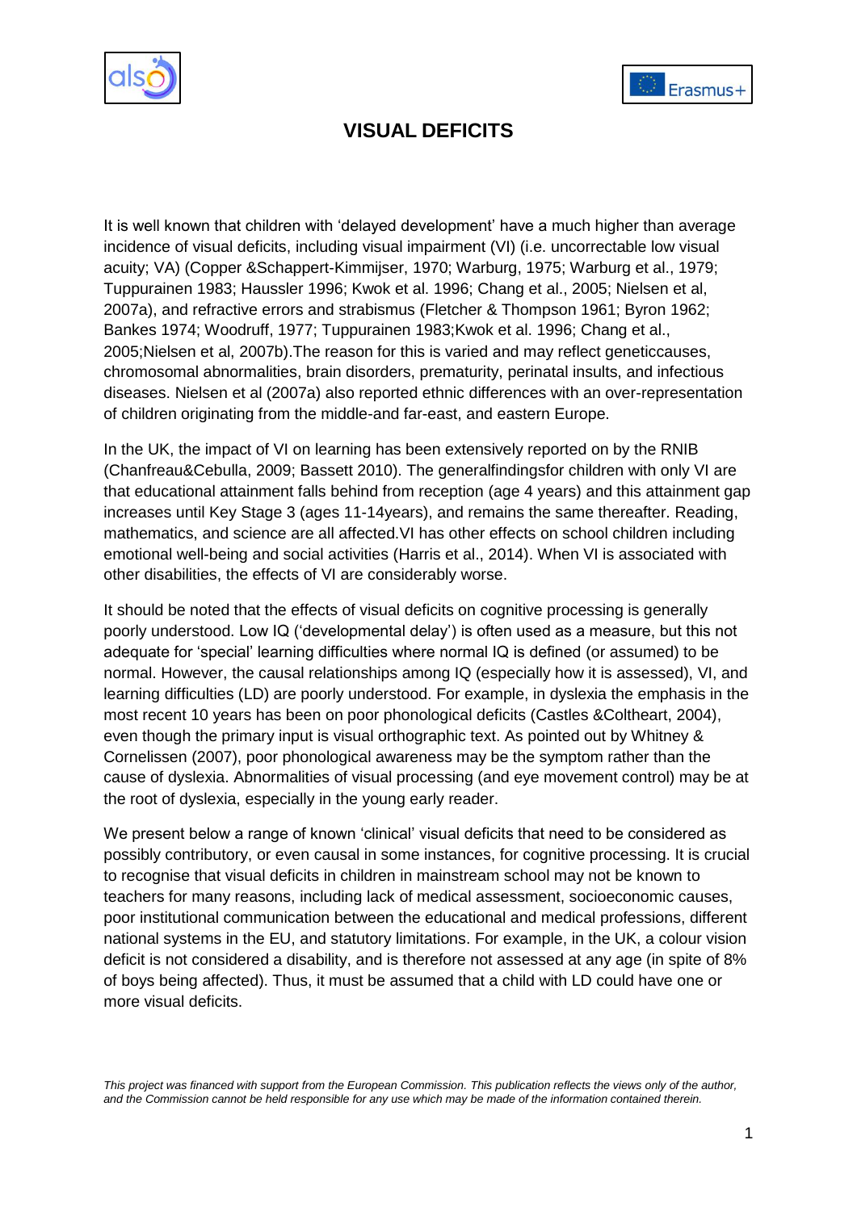# VISUAL DEFICITS

It is well known that children with 'delayed development' have a much higher than average incidence of visual deficits, including visual impairment (VI) (i.e. uncorrectable low visual acuity; VA) (Copper &Schappert-Kimmijser, 1970; Warburg, 1975; Warburg et al., 1979; Tuppurainen 1983; Haussler 1996; Kwok et al. 1996; Chang et al., 2005; Nielsen et al, 2007a), and refractive errors and strabismus (Fletcher & Thompson 1961; Byron 1962; Bankes 1974; Woodruff, 1977; Tuppurainen 1983;Kwok et al. 1996; Chang et al., 2005;Nielsen et al, 2007b).The reason for this is varied and may reflect geneticcauses, chromosomal abnormalities, brain disorders, prematurity, perinatal insults, and infectious diseases. Nielsen et al (2007a) also reported ethnic differences with an over-representation of children originating from the middle-and far-east, and eastern Europe.

In the UK, the impact of VI on learning has been extensively reported on by the RNIB (Chanfreau&Cebulla, 2009; Bassett 2010). The generalfindingsfor children with only VI are that educational attainment falls behind from reception (age 4 years) and this attainment gap increases until Key Stage 3 (ages 11-14years), and remains the same thereafter. Reading, mathematics, and science are all affected.VI has other effects on school children including emotional well-being and social activities (Harris et al., 2014). When VI is associated with other disabilities, the effects of VI are considerably worse.

It should be noted that the effects of visual deficits on cognitive processing is generally poorly understood. Low IQ ('developmental delay') is often used as a measure, but this not adequate for 'special' learning difficulties where normal IQ is defined (or assumed) to be normal. However, the causal relationships among IQ (especially how it is assessed), VI, and learning difficulties (LD) are poorly understood. For example, in dyslexia the emphasis in the most recent 10 years has been on poor phonological deficits (Castles &Coltheart, 2004), even though the primary input is visual orthographic text. As pointed out by Whitney & Cornelissen (2007), poor phonological awareness may be the symptom rather than the cause of dyslexia. Abnormalities of visual processing (and eye movement control) may be at the root of dyslexia, especially in the young early reader.

We present below a range of known 'clinical' visual deficits that need to be considered as possibly contributory, or even causal in some instances, for cognitive processing. It is crucial to recognise that visual deficits in children in mainstream school may not be known to teachers for many reasons, including lack of medical assessment, socioeconomic causes, poor institutional communication between the educational and medical professions, different national systems in the EU, and statutory limitations. For example, in the UK, a colour vision deficit is not considered a disability, and is therefore not assessed at any age (in spite of 8% of boys being affected). Thus, it must be assumed that a child with LD could have one or more visual deficits.

*This project was financed with support from the European Commission. This publication reflects the views only of the author, and the Commission cannot be held responsible for any use which may be made of the information contained therein.*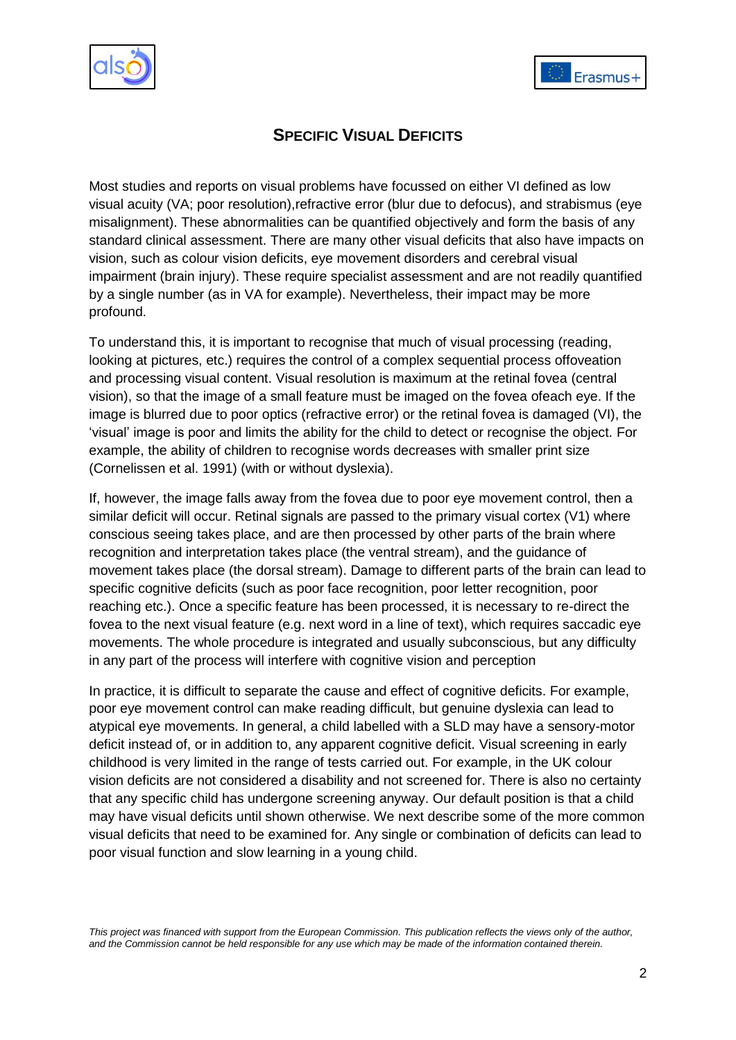## Specific Visual Deficits

Most studies and reports on visual problems have focussed on either VI defined as low visual acuity (VA; poor resolution),refractive error (blur due to defocus), and strabismus (eye misalignment). These abnormalities can be quantified objectively and form the basis of any standard clinical assessment. There are many other visual deficits that also have impacts on vision, such as colour vision deficits, eye movement disorders and cerebral visual impairment (brain injury). These require specialist assessment and are not readily quantified by a single number (as in VA for example). Nevertheless, their impact may be more profound.

To understand this, it is important to recognise that much of visual processing (reading, looking at pictures, etc.) requires the control of a complex sequential process offoveation and processing visual content. Visual resolution is maximum at the retinal fovea (central vision), so that the image of a small feature must be imaged on the fovea ofeach eye. If the image is blurred due to poor optics (refractive error) or the retinal fovea is damaged (VI), the 'visual' image is poor and limits the ability for the child to detect or recognise the object. For example, the ability of children to recognise words decreases with smaller print size (Cornelissen et al. 1991) (with or without dyslexia).

If, however, the image falls away from the fovea due to poor eye movement control, then a similar deficit will occur. Retinal signals are passed to the primary visual cortex (V1) where conscious seeing takes place, and are then processed by other parts of the brain where recognition and interpretation takes place (the ventral stream), and the guidance of movement takes place (the dorsal stream). Damage to different parts of the brain can lead to specific cognitive deficits (such as poor face recognition, poor letter recognition, poor reaching etc.). Once a specific feature has been processed, it is necessary to re-direct the fovea to the next visual feature (e.g. next word in a line of text), which requires saccadic eye movements. The whole procedure is integrated and usually subconscious, but any difficulty in any part of the process will interfere with cognitive vision and perception

In practice, it is difficult to separate the cause and effect of cognitive deficits. For example, poor eye movement control can make reading difficult, but genuine dyslexia can lead to atypical eye movements. In general, a child labelled with a SLD may have a sensory-motor deficit instead of, or in addition to, any apparent cognitive deficit. Visual screening in early childhood is very limited in the range of tests carried out. For example, in the UK colour vision deficits are not considered a disability and not screened for. There is also no certainty that any specific child has undergone screening anyway. Our default position is that a child may have visual deficits until shown otherwise. We next describe some of the more common visual deficits that need to be examined for. Any single or combination of deficits can lead to poor visual function and slow learning in a young child.

*This project was financed with support from the European Commission. This publication reflects the views only of the author, and the Commission cannot be held responsible for any use which may be made of the information contained therein.*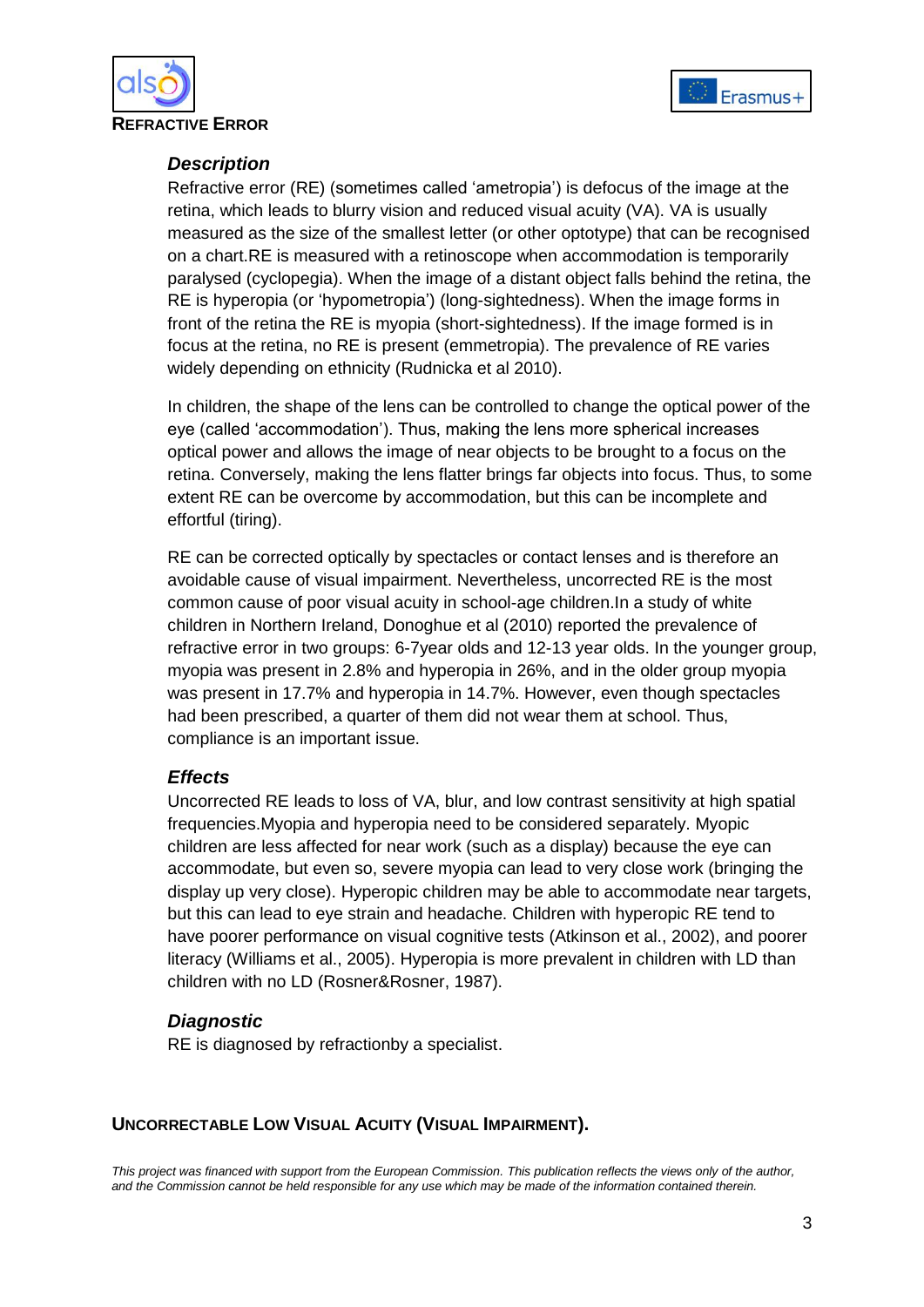## Refractive Error

### *Description*

Refractive error (RE) (sometimes called 'ametropia') is defocus of the image at the retina, which leads to blurry vision and reduced visual acuity (VA). VA is usually measured as the size of the smallest letter (or other optotype) that can be recognised on a chart.RE is measured with a retinoscope when accommodation is temporarily paralysed (cyclopegia). When the image of a distant object falls behind the retina, the RE is hyperopia (or 'hypometropia') (long-sightedness). When the image forms in front of the retina the RE is myopia (short-sightedness). If the image formed is in focus at the retina, no RE is present (emmetropia). The prevalence of RE varies widely depending on ethnicity (Rudnicka et al 2010).

In children, the shape of the lens can be controlled to change the optical power of the eye (called 'accommodation'). Thus, making the lens more spherical increases optical power and allows the image of near objects to be brought to a focus on the retina. Conversely, making the lens flatter brings far objects into focus. Thus, to some extent RE can be overcome by accommodation, but this can be incomplete and effortful (tiring).

RE can be corrected optically by spectacles or contact lenses and is therefore an avoidable cause of visual impairment. Nevertheless, uncorrected RE is the most common cause of poor visual acuity in school-age children.In a study of white children in Northern Ireland, Donoghue et al (2010) reported the prevalence of refractive error in two groups: 6-7year olds and 12-13 year olds. In the younger group, myopia was present in 2.8% and hyperopia in 26%, and in the older group myopia was present in 17.7% and hyperopia in 14.7%. However, even though spectacles had been prescribed, a quarter of them did not wear them at school. Thus, compliance is an important issue.

### *Effects*

Uncorrected RE leads to loss of VA, blur, and low contrast sensitivity at high spatial frequencies.Myopia and hyperopia need to be considered separately. Myopic children are less affected for near work (such as a display) because the eye can accommodate, but even so, severe myopia can lead to very close work (bringing the display up very close). Hyperopic children may be able to accommodate near targets, but this can lead to eye strain and headache. Children with hyperopic RE tend to have poorer performance on visual cognitive tests (Atkinson et al., 2002), and poorer literacy (Williams et al., 2005). Hyperopia is more prevalent in children with LD than children with no LD (Rosner&Rosner, 1987).

### *Diagnostic*

RE is diagnosed by refractionby a specialist.

## Uncorrectable Low Visual Acuity (Visual Impairment).

*This project was financed with support from the European Commission. This publication reflects the views only of the author, and the Commission cannot be held responsible for any use which may be made of the information contained therein.*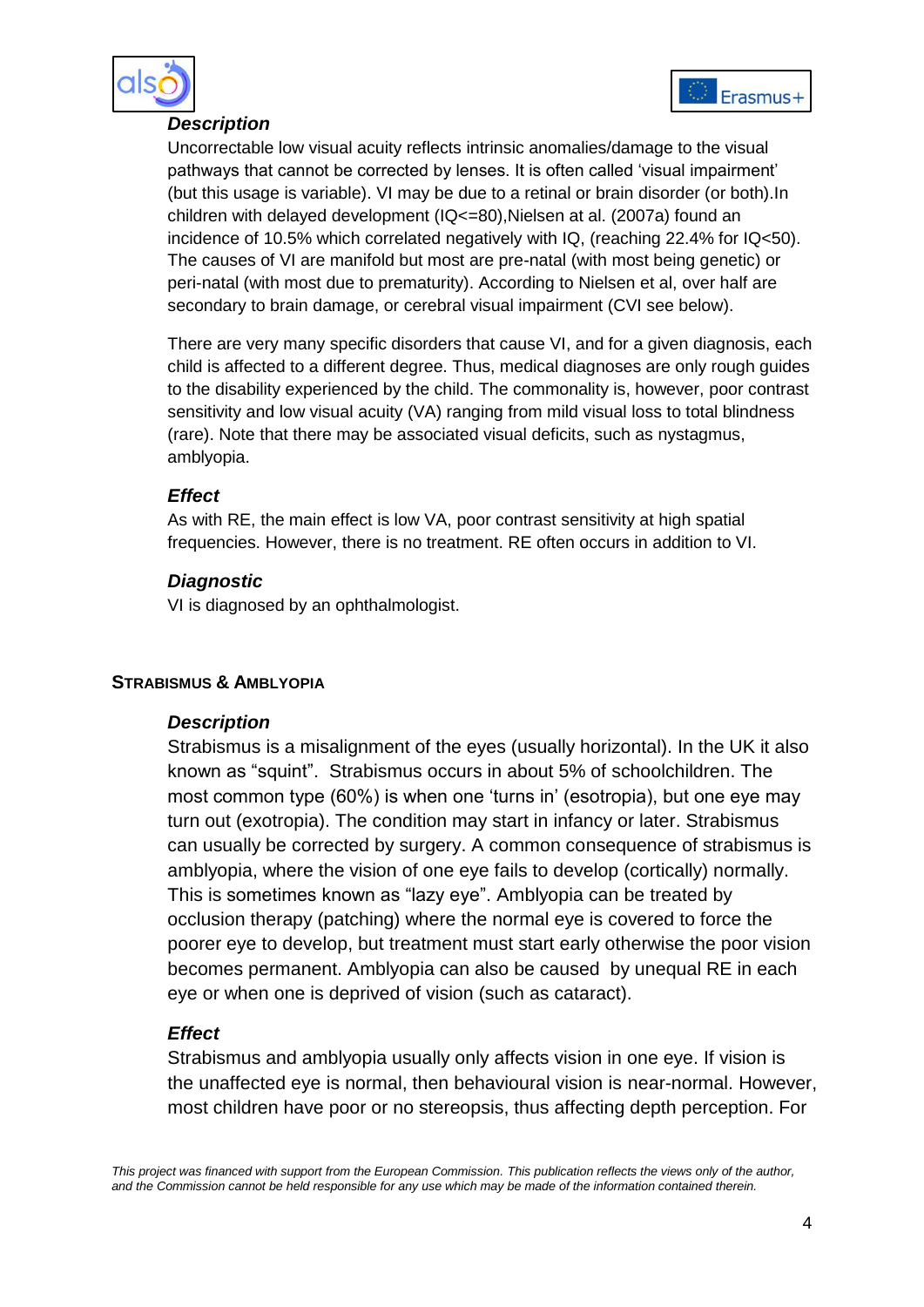#### *Description*

Uncorrectable low visual acuity reflects intrinsic anomalies/damage to the visual pathways that cannot be corrected by lenses. It is often called 'visual impairment' (but this usage is variable). VI may be due to a retinal or brain disorder (or both).In children with delayed development (IQ<=80),Nielsen at al. (2007a) found an incidence of 10.5% which correlated negatively with IQ, (reaching 22.4% for IQ<50). The causes of VI are manifold but most are pre-natal (with most being genetic) or peri-natal (with most due to prematurity). According to Nielsen et al, over half are secondary to brain damage, or cerebral visual impairment (CVI see below).

There are very many specific disorders that cause VI, and for a given diagnosis, each child is affected to a different degree. Thus, medical diagnoses are only rough guides to the disability experienced by the child. The commonality is, however, poor contrast sensitivity and low visual acuity (VA) ranging from mild visual loss to total blindness (rare). Note that there may be associated visual deficits, such as nystagmus, amblyopia.

#### *Effect*

As with RE, the main effect is low VA, poor contrast sensitivity at high spatial frequencies. However, there is no treatment. RE often occurs in addition to VI.

#### *Diagnostic*

VI is diagnosed by an ophthalmologist.

### STRABISMUS & AMBLYOPIA

#### *Description*

Strabismus is a misalignment of the eyes (usually horizontal). In the UK it also known as "squint". Strabismus occurs in about 5% of schoolchildren. The most common type (60%) is when one 'turns in' (esotropia), but one eye may turn out (exotropia). The condition may start in infancy or later. Strabismus can usually be corrected by surgery. A common consequence of strabismus is amblyopia, where the vision of one eye fails to develop (cortically) normally. This is sometimes known as "lazy eye". Amblyopia can be treated by occlusion therapy (patching) where the normal eye is covered to force the poorer eye to develop, but treatment must start early otherwise the poor vision becomes permanent. Amblyopia can also be caused by unequal RE in each eye or when one is deprived of vision (such as cataract).

#### *Effect*

Strabismus and amblyopia usually only affects vision in one eye. If vision is the unaffected eye is normal, then behavioural vision is near-normal. However, most children have poor or no stereopsis, thus affecting depth perception. For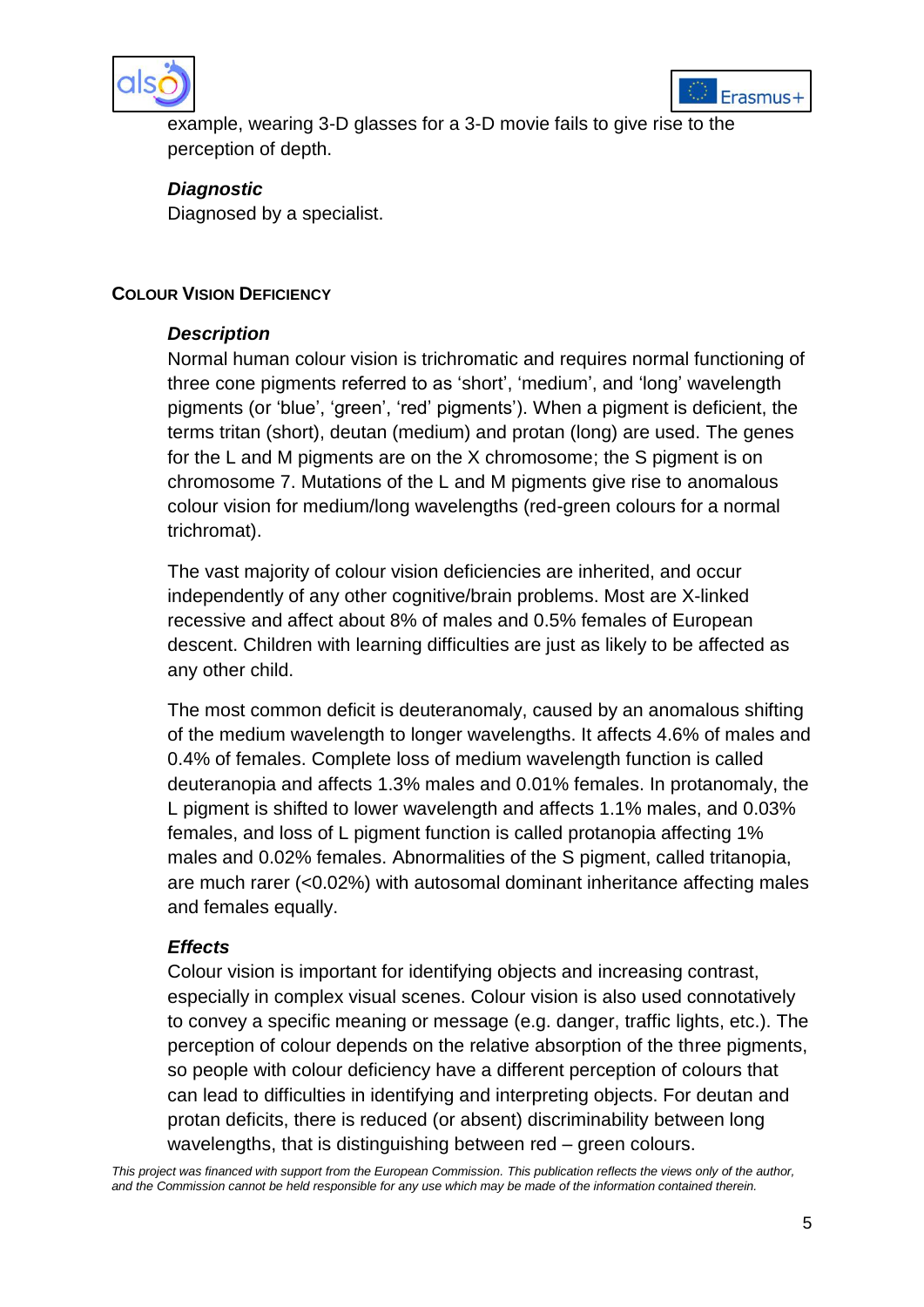example, wearing 3-D glasses for a 3-D movie fails to give rise to the perception of depth.

### *Diagnostic*

Diagnosed by a specialist.

## Colour Vision Deficiency

### *Description*

Normal human colour vision is trichromatic and requires normal functioning of three cone pigments referred to as 'short', 'medium', and 'long' wavelength pigments (or 'blue', 'green', 'red' pigments). When a pigment is deficient, the terms tritan (short), deutan (medium) and protan (long) are used. The genes for the L and M pigments are on the X chromosome; the S pigment is on chromosome 7. Mutations of the L and M pigments give rise to anomalous colour vision for medium/long wavelengths (red-green colours for a normal trichromat).

The vast majority of colour vision deficiencies are inherited, and occur independently of any other cognitive/brain problems. Most are X-linked recessive and affect about 8% of males and 0.5% females of European descent. Children with learning difficulties are just as likely to be affected as any other child.

The most common deficit is deuteranomaly, caused by an anomalous shifting of the medium wavelength to longer wavelengths. It affects 4.6% of males and 0.4% of females. Complete loss of medium wavelength function is called deuteranopia and affects 1.3% males and 0.01% females. In protanomaly, the L pigment is shifted to lower wavelength and affects 1.1% males, and 0.03% females, and loss of L pigment function is called protanopia affecting 1% males and 0.02% females. Abnormalities of the S pigment, called tritanopia, are much rarer (<0.02%) with autosomal dominant inheritance affecting males and females equally.

### *Effects*

Colour vision is important for identifying objects and increasing contrast, especially in complex visual scenes. Colour vision is also used connotatively to convey a specific meaning or message (e.g. danger, traffic lights, etc.). The perception of colour depends on the relative absorption of the three pigments, so people with colour deficiency have a different perception of colours that can lead to difficulties in identifying and interpreting objects. For deutan and protan deficits, there is reduced (or absent) discriminability between long wavelengths, that is distinguishing between red – green colours.

*This project was financed with support from the European Commission. This publication reflects the views only of the author, and the Commission cannot be held responsible for any use which may be made of the information contained therein.*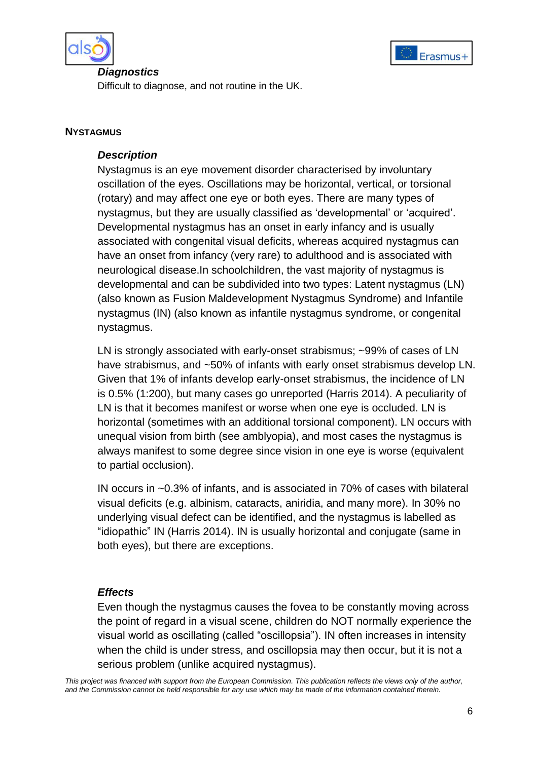### *Diagnostics*

Difficult to diagnose, and not routine in the UK.

## NYSTAGMUS

### *Description*

Nystagmus is an eye movement disorder characterised by involuntary oscillation of the eyes. Oscillations may be horizontal, vertical, or torsional (rotary) and may affect one eye or both eyes. There are many types of nystagmus, but they are usually classified as 'developmental' or 'acquired'. Developmental nystagmus has an onset in early infancy and is usually associated with congenital visual deficits, whereas acquired nystagmus can have an onset from infancy (very rare) to adulthood and is associated with neurological disease.In schoolchildren, the vast majority of nystagmus is developmental and can be subdivided into two types: Latent nystagmus (LN) (also known as Fusion Maldevelopment Nystagmus Syndrome) and Infantile nystagmus (IN) (also known as infantile nystagmus syndrome, or congenital nystagmus.

LN is strongly associated with early-onset strabismus; ~99% of cases of LN have strabismus, and ~50% of infants with early onset strabismus develop LN. Given that 1% of infants develop early-onset strabismus, the incidence of LN is 0.5% (1:200), but many cases go unreported (Harris 2014). A peculiarity of LN is that it becomes manifest or worse when one eye is occluded. LN is horizontal (sometimes with an additional torsional component). LN occurs with unequal vision from birth (see amblyopia), and most cases the nystagmus is always manifest to some degree since vision in one eye is worse (equivalent to partial occlusion).

IN occurs in ~0.3% of infants, and is associated in 70% of cases with bilateral visual deficits (e.g. albinism, cataracts, aniridia, and many more). In 30% no underlying visual defect can be identified, and the nystagmus is labelled as "idiopathic" IN (Harris 2014). IN is usually horizontal and conjugate (same in both eyes), but there are exceptions.

### *Effects*

Even though the nystagmus causes the fovea to be constantly moving across the point of regard in a visual scene, children do NOT normally experience the visual world as oscillating (called "oscillopsia"). IN often increases in intensity when the child is under stress, and oscillopsia may then occur, but it is not a serious problem (unlike acquired nystagmus).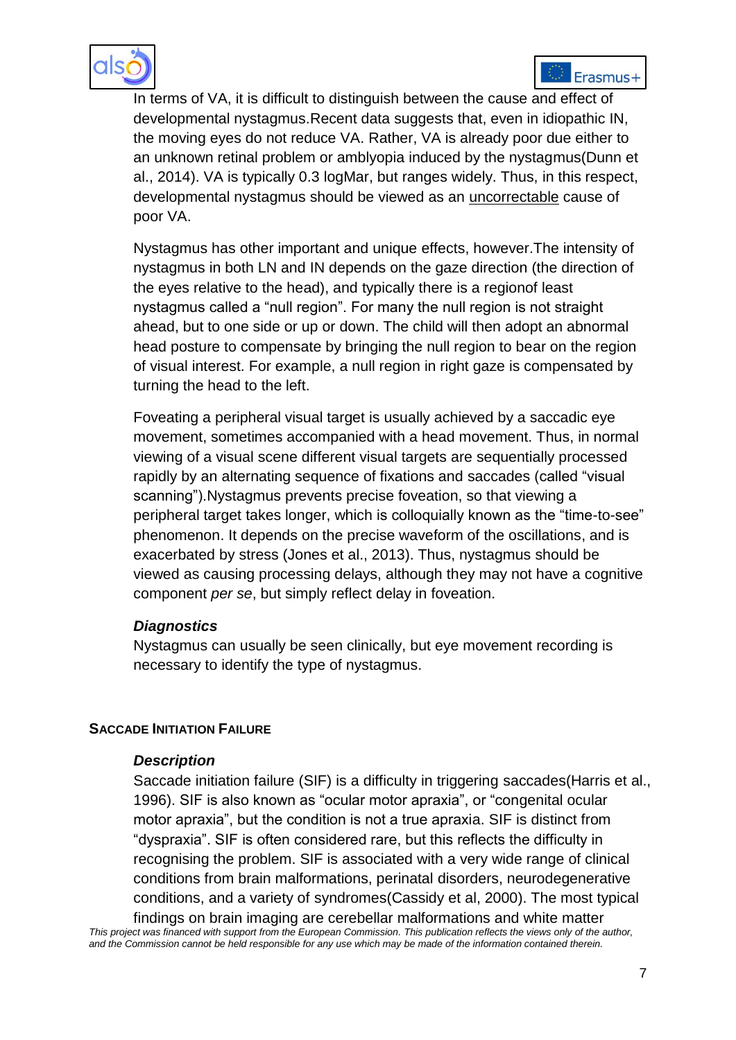In terms of VA, it is difficult to distinguish between the cause and effect of developmental nystagmus.Recent data suggests that, even in idiopathic IN, the moving eyes do not reduce VA. Rather, VA is already poor due either to an unknown retinal problem or amblyopia induced by the nystagmus(Dunn et al., 2014). VA is typically 0.3 logMar, but ranges widely. Thus, in this respect, developmental nystagmus should be viewed as an <u>uncorrectable</u> cause of poor VA.

Nystagmus has other important and unique effects, however.The intensity of nystagmus in both LN and IN depends on the gaze direction (the direction of the eyes relative to the head), and typically there is a regionof least nystagmus called a “null region”. For many the null region is not straight ahead, but to one side or up or down. The child will then adopt an abnormal head posture to compensate by bringing the null region to bear on the region of visual interest. For example, a null region in right gaze is compensated by turning the head to the left.

Foveating a peripheral visual target is usually achieved by a saccadic eye movement, sometimes accompanied with a head movement. Thus, in normal viewing of a visual scene different visual targets are sequentially processed rapidly by an alternating sequence of fixations and saccades (called “visual scanning”).Nystagmus prevents precise foveation, so that viewing a peripheral target takes longer, which is colloquially known as the “time-to-see” phenomenon. It depends on the precise waveform of the oscillations, and is exacerbated by stress (Jones et al., 2013). Thus, nystagmus should be viewed as causing processing delays, although they may not have a cognitive component *per se*, but simply reflect delay in foveation.

***Diagnostics***

Nystagmus can usually be seen clinically, but eye movement recording is necessary to identify the type of nystagmus.

## Saccade Initiation Failure

***Description***

Saccade initiation failure (SIF) is a difficulty in triggering saccades(Harris et al., 1996). SIF is also known as “ocular motor apraxia”, or “congenital ocular motor apraxia”, but the condition is not a true apraxia. SIF is distinct from “dyspraxia”. SIF is often considered rare, but this reflects the difficulty in recognising the problem. SIF is associated with a very wide range of clinical conditions from brain malformations, perinatal disorders, neurodegenerative conditions, and a variety of syndromes(Cassidy et al, 2000). The most typical findings on brain imaging are cerebellar malformations and white matter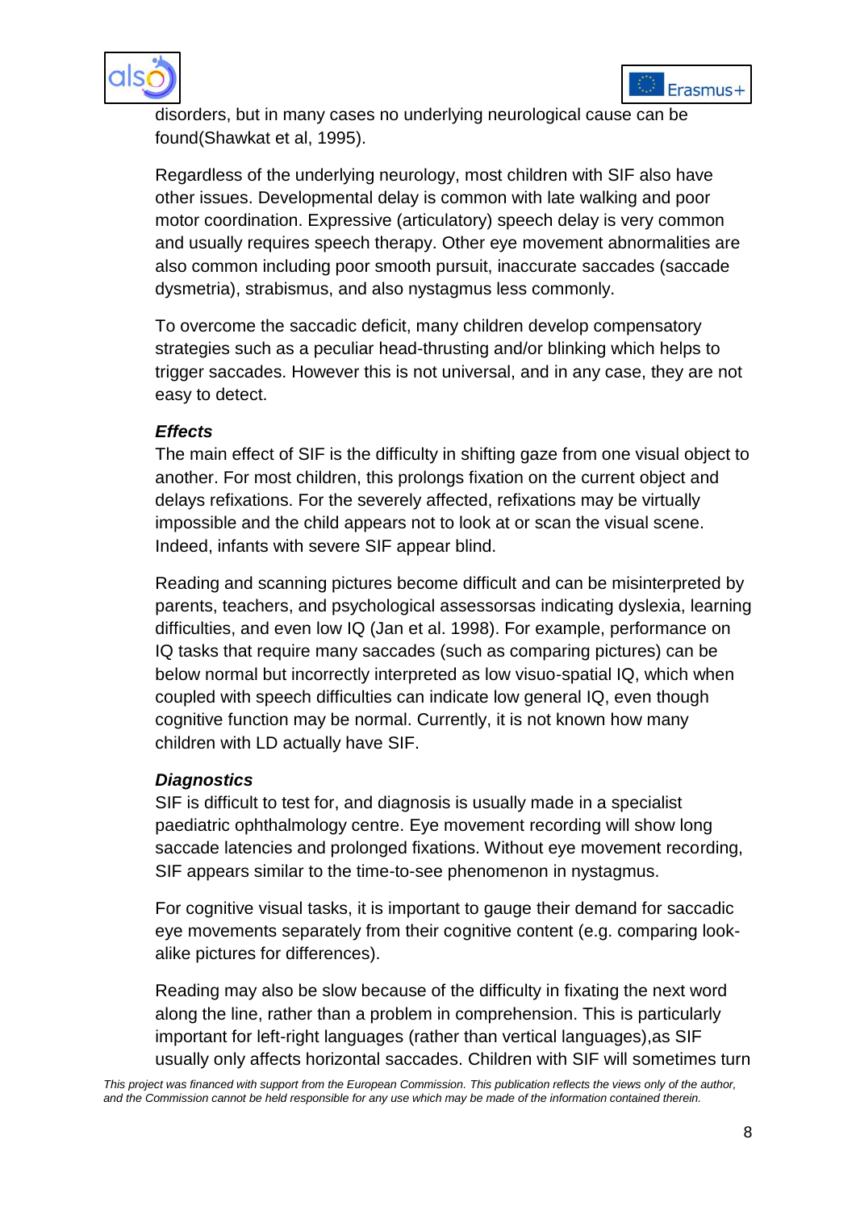disorders, but in many cases no underlying neurological cause can be found(Shawkat et al, 1995).

Regardless of the underlying neurology, most children with SIF also have other issues. Developmental delay is common with late walking and poor motor coordination. Expressive (articulatory) speech delay is very common and usually requires speech therapy. Other eye movement abnormalities are also common including poor smooth pursuit, inaccurate saccades (saccade dysmetria), strabismus, and also nystagmus less commonly.

To overcome the saccadic deficit, many children develop compensatory strategies such as a peculiar head-thrusting and/or blinking which helps to trigger saccades. However this is not universal, and in any case, they are not easy to detect.

***Effects***

The main effect of SIF is the difficulty in shifting gaze from one visual object to another. For most children, this prolongs fixation on the current object and delays refixations. For the severely affected, refixations may be virtually impossible and the child appears not to look at or scan the visual scene. Indeed, infants with severe SIF appear blind.

Reading and scanning pictures become difficult and can be misinterpreted by parents, teachers, and psychological assessorsas indicating dyslexia, learning difficulties, and even low IQ (Jan et al. 1998). For example, performance on IQ tasks that require many saccades (such as comparing pictures) can be below normal but incorrectly interpreted as low visuo-spatial IQ, which when coupled with speech difficulties can indicate low general IQ, even though cognitive function may be normal. Currently, it is not known how many children with LD actually have SIF.

***Diagnostics***

SIF is difficult to test for, and diagnosis is usually made in a specialist paediatric ophthalmology centre. Eye movement recording will show long saccade latencies and prolonged fixations. Without eye movement recording, SIF appears similar to the time-to-see phenomenon in nystagmus.

For cognitive visual tasks, it is important to gauge their demand for saccadic eye movements separately from their cognitive content (e.g. comparing look-alike pictures for differences).

Reading may also be slow because of the difficulty in fixating the next word along the line, rather than a problem in comprehension. This is particularly important for left-right languages (rather than vertical languages),as SIF usually only affects horizontal saccades. Children with SIF will sometimes turn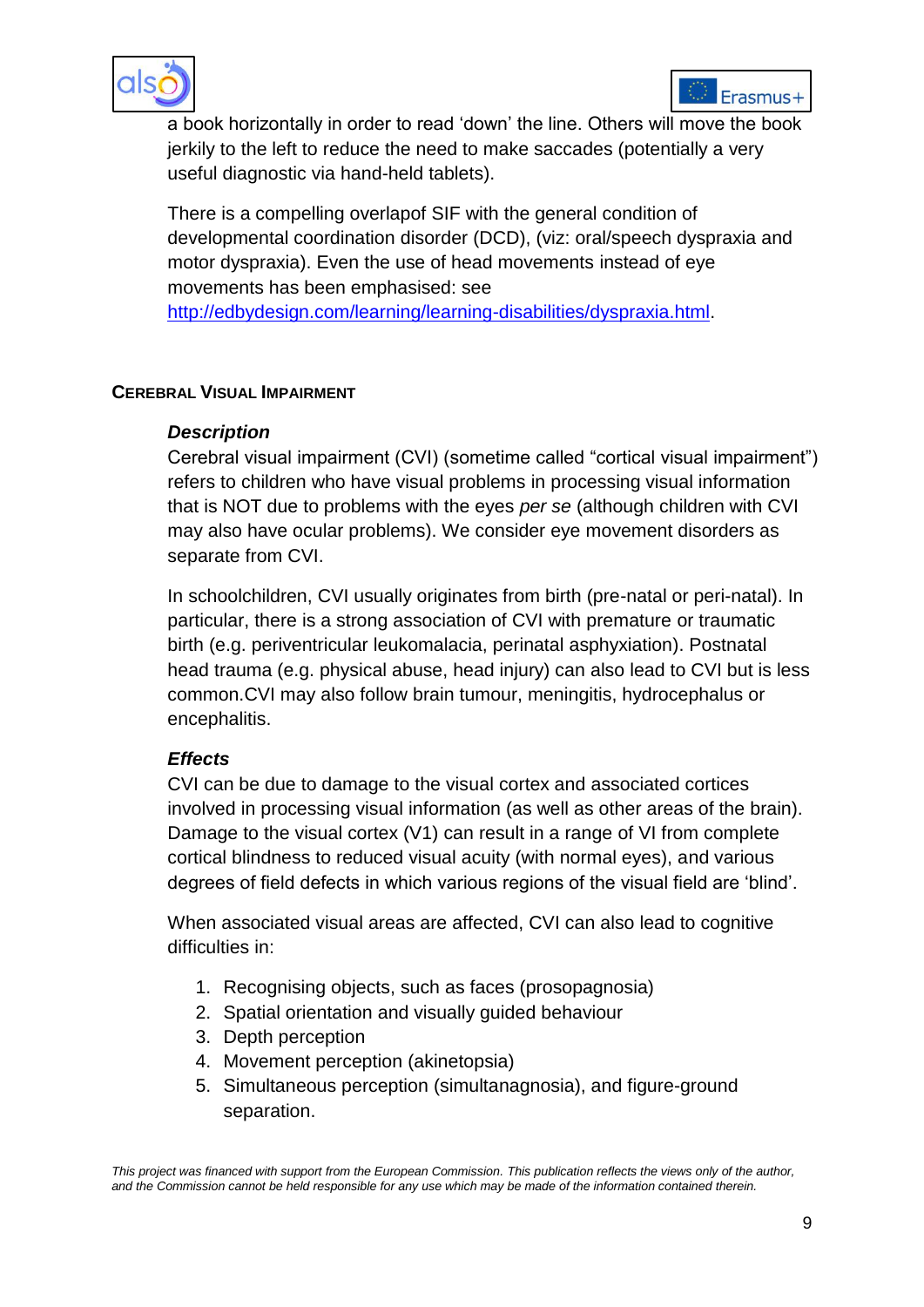a book horizontally in order to read 'down' the line. Others will move the book jerkily to the left to reduce the need to make saccades (potentially a very useful diagnostic via hand-held tablets).

There is a compelling overlapof SIF with the general condition of developmental coordination disorder (DCD), (viz: oral/speech dyspraxia and motor dyspraxia). Even the use of head movements instead of eye movements has been emphasised: see [http://edbydesign.com/learning/learning-disabilities/dyspraxia.html](http://edbydesign.com/learning/learning-disabilities/dyspraxia.html).

## Cerebral Visual Impairment

### *Description*

Cerebral visual impairment (CVI) (sometime called "cortical visual impairment") refers to children who have visual problems in processing visual information that is NOT due to problems with the eyes *per se* (although children with CVI may also have ocular problems). We consider eye movement disorders as separate from CVI.

In schoolchildren, CVI usually originates from birth (pre-natal or peri-natal). In particular, there is a strong association of CVI with premature or traumatic birth (e.g. periventricular leukomalacia, perinatal asphyxiation). Postnatal head trauma (e.g. physical abuse, head injury) can also lead to CVI but is less common.CVI may also follow brain tumour, meningitis, hydrocephalus or encephalitis.

### *Effects*

CVI can be due to damage to the visual cortex and associated cortices involved in processing visual information (as well as other areas of the brain). Damage to the visual cortex (V1) can result in a range of VI from complete cortical blindness to reduced visual acuity (with normal eyes), and various degrees of field defects in which various regions of the visual field are 'blind'.

When associated visual areas are affected, CVI can also lead to cognitive difficulties in:

1. Recognising objects, such as faces (prosopagnosia)
2. Spatial orientation and visually guided behaviour
3. Depth perception
4. Movement perception (akinetopsia)
5. Simultaneous perception (simultanagnosia), and figure-ground separation.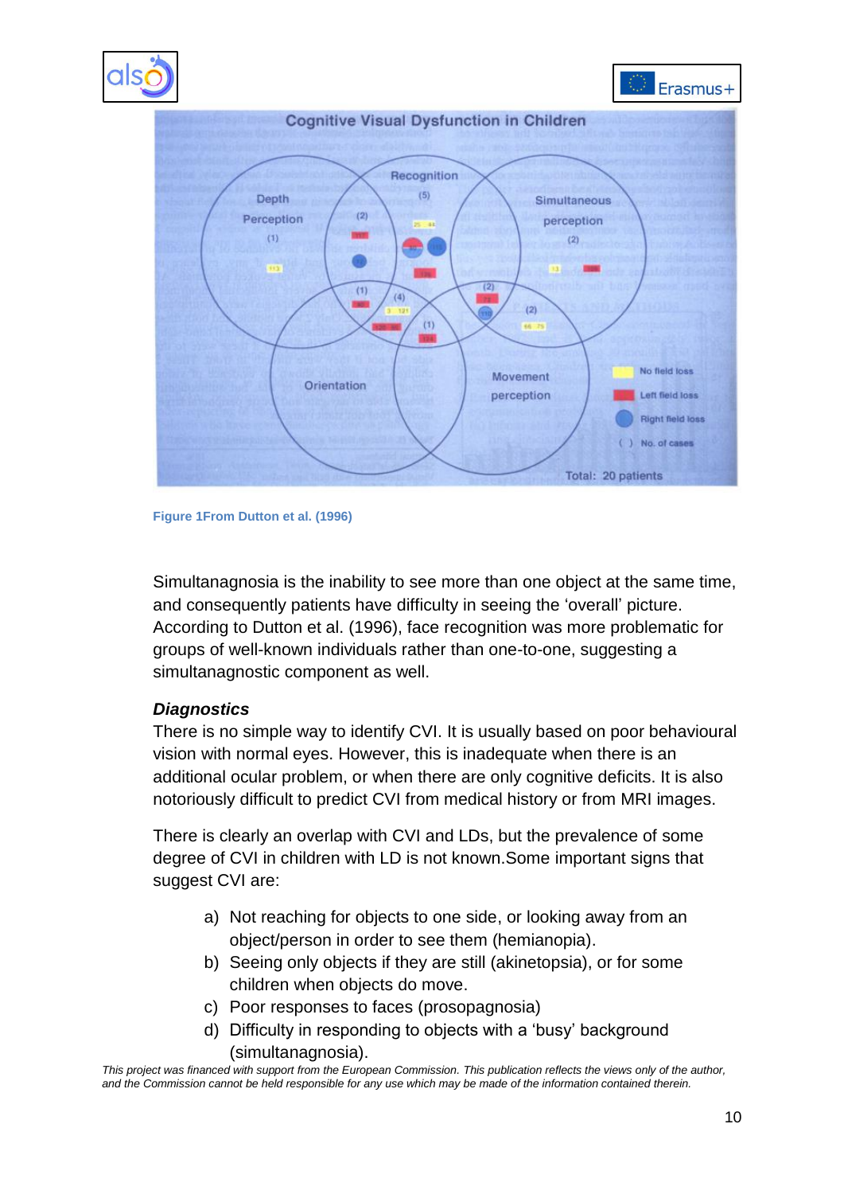Figure 1From Dutton et al. (1996)

Simultanagnosia is the inability to see more than one object at the same time, and consequently patients have difficulty in seeing the 'overall' picture. According to Dutton et al. (1996), face recognition was more problematic for groups of well-known individuals rather than one-to-one, suggesting a simultanagnostic component as well.

***Diagnostics***

There is no simple way to identify CVI. It is usually based on poor behavioural vision with normal eyes. However, this is inadequate when there is an additional ocular problem, or when there are only cognitive deficits. It is also notoriously difficult to predict CVI from medical history or from MRI images.

There is clearly an overlap with CVI and LDs, but the prevalence of some degree of CVI in children with LD is not known.Some important signs that suggest CVI are:

a) Not reaching for objects to one side, or looking away from an object/person in order to see them (hemianopia).
b) Seeing only objects if they are still (akinetopsia), or for some children when objects do move.
c) Poor responses to faces (prosopagnosia)
d) Difficulty in responding to objects with a 'busy' background (simultanagnosia).

*This project was financed with support from the European Commission. This publication reflects the views only of the author, and the Commission cannot be held responsible for any use which may be made of the information contained therein.*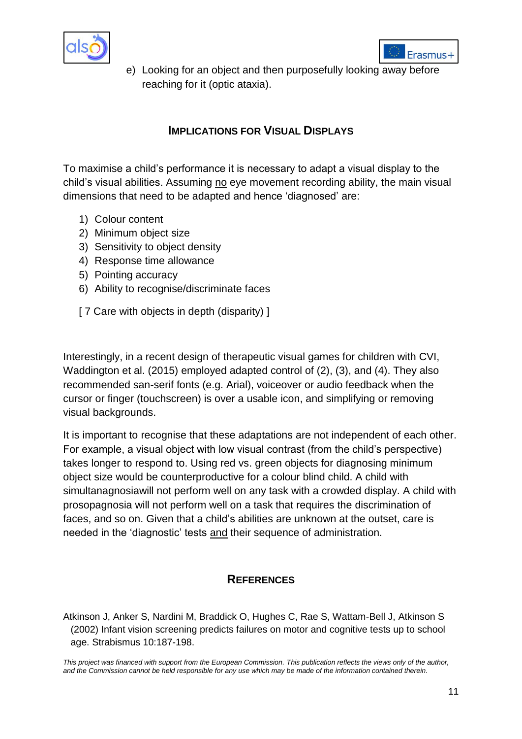e) Looking for an object and then purposefully looking away before reaching for it (optic ataxia).

## Implications for Visual Displays

To maximise a child's performance it is necessary to adapt a visual display to the child's visual abilities. Assuming no eye movement recording ability, the main visual dimensions that need to be adapted and hence 'diagnosed' are:

1) Colour content
2) Minimum object size
3) Sensitivity to object density
4) Response time allowance
5) Pointing accuracy
6) Ability to recognise/discriminate faces

[ 7 Care with objects in depth (disparity) ]

Interestingly, in a recent design of therapeutic visual games for children with CVI, Waddington et al. (2015) employed adapted control of (2), (3), and (4). They also recommended san-serif fonts (e.g. Arial), voiceover or audio feedback when the cursor or finger (touchscreen) is over a usable icon, and simplifying or removing visual backgrounds.

It is important to recognise that these adaptations are not independent of each other. For example, a visual object with low visual contrast (from the child's perspective) takes longer to respond to. Using red vs. green objects for diagnosing minimum object size would be counterproductive for a colour blind child. A child with simultanagnosiawill not perform well on any task with a crowded display. A child with prosopagnosia will not perform well on a task that requires the discrimination of faces, and so on. Given that a child's abilities are unknown at the outset, care is needed in the 'diagnostic' tests and their sequence of administration.

## References

Atkinson J, Anker S, Nardini M, Braddick O, Hughes C, Rae S, Wattam-Bell J, Atkinson S (2002) Infant vision screening predicts failures on motor and cognitive tests up to school age. Strabismus 10:187-198.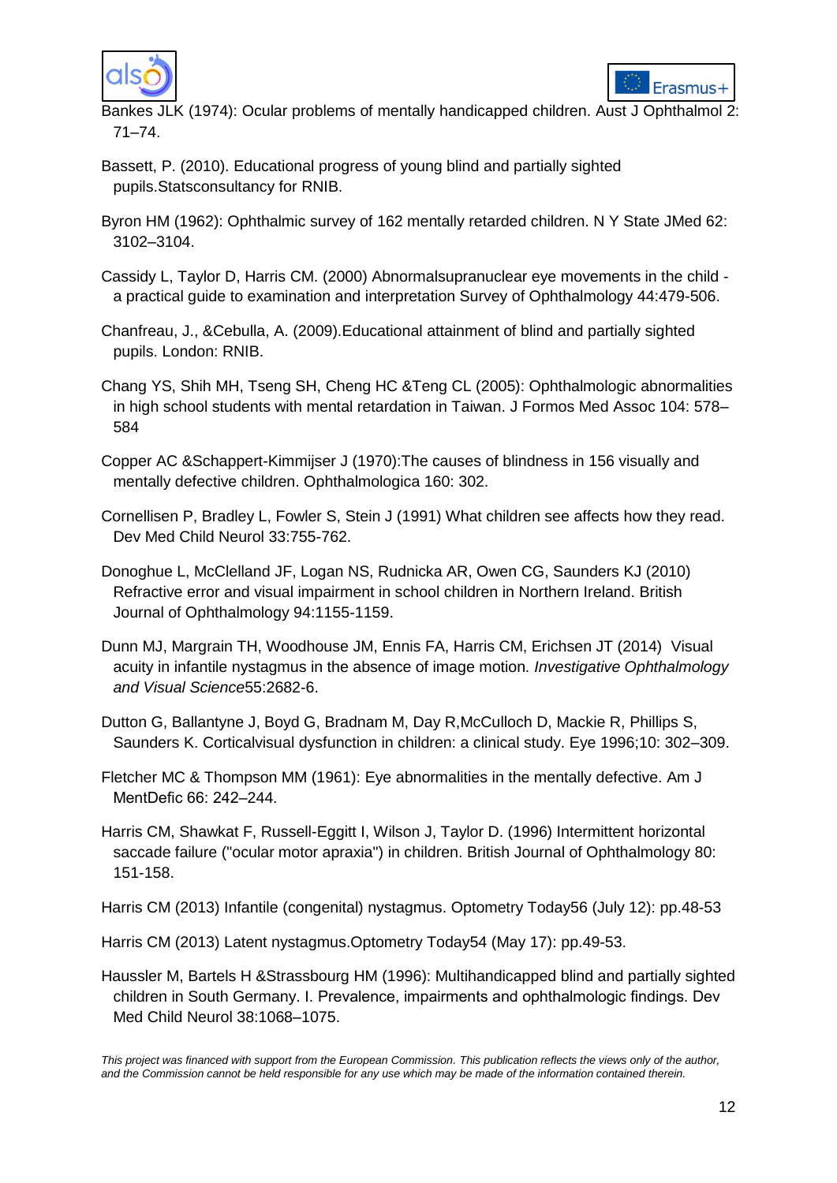Bankes JLK (1974): Ocular problems of mentally handicapped children. Aust J Ophthalmol 2: 71–74.

Bassett, P. (2010). Educational progress of young blind and partially sighted pupils.Statsconsultancy for RNIB.

Byron HM (1962): Ophthalmic survey of 162 mentally retarded children. N Y State JMed 62: 3102–3104.

Cassidy L, Taylor D, Harris CM. (2000) Abnormalsupranuclear eye movements in the child - a practical guide to examination and interpretation Survey of Ophthalmology 44:479-506.

Chanfreau, J., &Cebulla, A. (2009).Educational attainment of blind and partially sighted pupils. London: RNIB.

Chang YS, Shih MH, Tseng SH, Cheng HC &Teng CL (2005): Ophthalmologic abnormalities in high school students with mental retardation in Taiwan. J Formos Med Assoc 104: 578–584

Copper AC &Schappert-Kimmijser J (1970):The causes of blindness in 156 visually and mentally defective children. Ophthalmologica 160: 302.

Cornellisen P, Bradley L, Fowler S, Stein J (1991) What children see affects how they read. Dev Med Child Neurol 33:755-762.

Donoghue L, McClelland JF, Logan NS, Rudnicka AR, Owen CG, Saunders KJ (2010) Refractive error and visual impairment in school children in Northern Ireland. British Journal of Ophthalmology 94:1155-1159.

Dunn MJ, Margrain TH, Woodhouse JM, Ennis FA, Harris CM, Erichsen JT (2014) Visual acuity in infantile nystagmus in the absence of image motion. *Investigative Ophthalmology and Visual Science*55:2682-6.

Dutton G, Ballantyne J, Boyd G, Bradnam M, Day R,McCulloch D, Mackie R, Phillips S, Saunders K. Corticalvisual dysfunction in children: a clinical study. Eye 1996;10: 302–309.

Fletcher MC & Thompson MM (1961): Eye abnormalities in the mentally defective. Am J MentDefic 66: 242–244.

Harris CM, Shawkat F, Russell-Eggitt I, Wilson J, Taylor D. (1996) Intermittent horizontal saccade failure ("ocular motor apraxia") in children. British Journal of Ophthalmology 80: 151-158.

Harris CM (2013) Infantile (congenital) nystagmus. Optometry Today56 (July 12): pp.48-53

Harris CM (2013) Latent nystagmus.Optometry Today54 (May 17): pp.49-53.

Haussler M, Bartels H &Strassbourg HM (1996): Multihandicapped blind and partially sighted children in South Germany. I. Prevalence, impairments and ophthalmologic findings. Dev Med Child Neurol 38:1068–1075.

*This project was financed with support from the European Commission. This publication reflects the views only of the author, and the Commission cannot be held responsible for any use which may be made of the information contained therein.*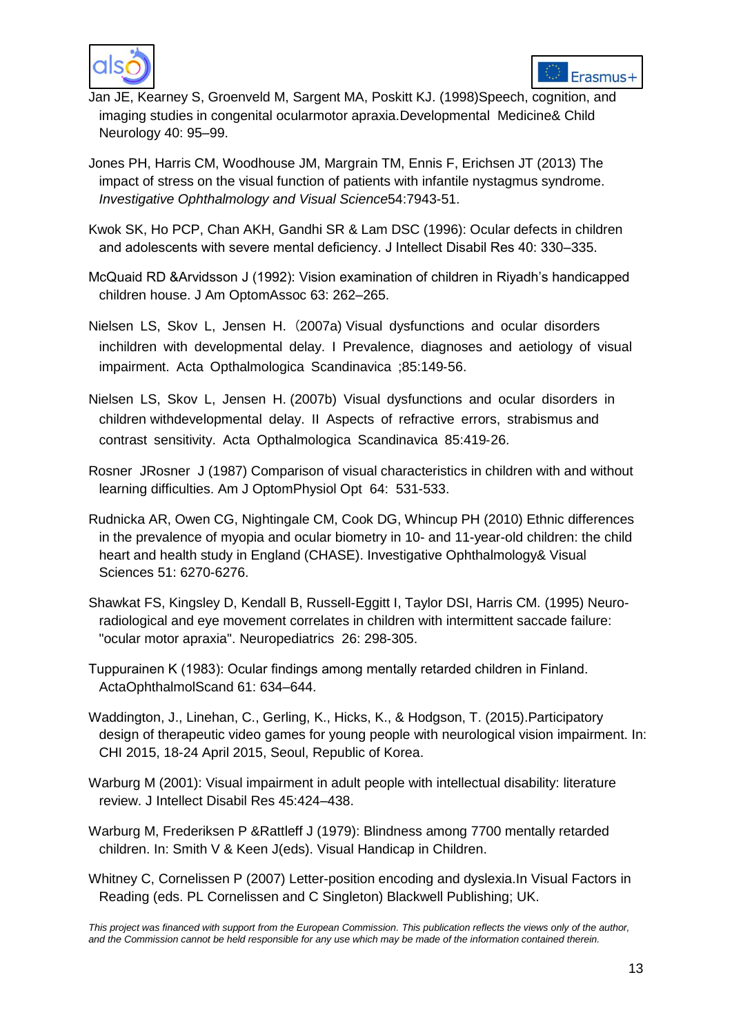Jan JE, Kearney S, Groenveld M, Sargent MA, Poskitt KJ. (1998)Speech, cognition, and imaging studies in congenital ocularmotor apraxia.Developmental Medicine& Child Neurology 40: 95–99.

Jones PH, Harris CM, Woodhouse JM, Margrain TM, Ennis F, Erichsen JT (2013) The impact of stress on the visual function of patients with infantile nystagmus syndrome. *Investigative Ophthalmology and Visual Science*54:7943-51.

Kwok SK, Ho PCP, Chan AKH, Gandhi SR & Lam DSC (1996): Ocular defects in children and adolescents with severe mental deficiency. J Intellect Disabil Res 40: 330–335.

McQuaid RD &Arvidsson J (1992): Vision examination of children in Riyadh's handicapped children house. J Am OptomAssoc 63: 262–265.

Nielsen LS, Skov L, Jensen H. (2007a) Visual dysfunctions and ocular disorders inchildren with developmental delay. I Prevalence, diagnoses and aetiology of visual impairment. Acta Opthalmologica Scandinavica ;85:149-56.

Nielsen LS, Skov L, Jensen H. (2007b) Visual dysfunctions and ocular disorders in children withdevelopmental delay. II Aspects of refractive errors, strabismus and contrast sensitivity. Acta Opthalmologica Scandinavica 85:419-26.

Rosner JRosner J (1987) Comparison of visual characteristics in children with and without learning difficulties. Am J OptomPhysiol Opt 64: 531-533.

Rudnicka AR, Owen CG, Nightingale CM, Cook DG, Whincup PH (2010) Ethnic differences in the prevalence of myopia and ocular biometry in 10- and 11-year-old children: the child heart and health study in England (CHASE). Investigative Ophthalmology& Visual Sciences 51: 6270-6276.

Shawkat FS, Kingsley D, Kendall B, Russell-Eggitt I, Taylor DSI, Harris CM. (1995) Neuro-radiological and eye movement correlates in children with intermittent saccade failure: "ocular motor apraxia". Neuropediatrics 26: 298-305.

Tuppurainen K (1983): Ocular findings among mentally retarded children in Finland. ActaOphthalmolScand 61: 634–644.

Waddington, J., Linehan, C., Gerling, K., Hicks, K., & Hodgson, T. (2015).Participatory design of therapeutic video games for young people with neurological vision impairment. In: CHI 2015, 18-24 April 2015, Seoul, Republic of Korea.

Warburg M (2001): Visual impairment in adult people with intellectual disability: literature review. J Intellect Disabil Res 45:424–438.

Warburg M, Frederiksen P &Rattleff J (1979): Blindness among 7700 mentally retarded children. In: Smith V & Keen J(eds). Visual Handicap in Children.

Whitney C, Cornelissen P (2007) Letter-position encoding and dyslexia.In Visual Factors in Reading (eds. PL Cornelissen and C Singleton) Blackwell Publishing; UK.

*This project was financed with support from the European Commission. This publication reflects the views only of the author, and the Commission cannot be held responsible for any use which may be made of the information contained therein.*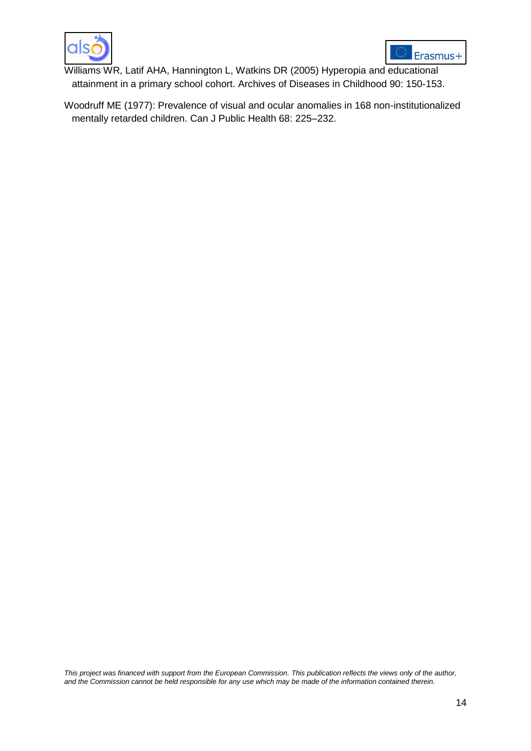Williams WR, Latif AHA, Hannington L, Watkins DR (2005) Hyperopia and educational attainment in a primary school cohort. Archives of Diseases in Childhood 90: 150-153.

Woodruff ME (1977): Prevalence of visual and ocular anomalies in 168 non-institutionalized mentally retarded children. Can J Public Health 68: 225–232.

*This project was financed with support from the European Commission. This publication reflects the views only of the author, and the Commission cannot be held responsible for any use which may be made of the information contained therein.*